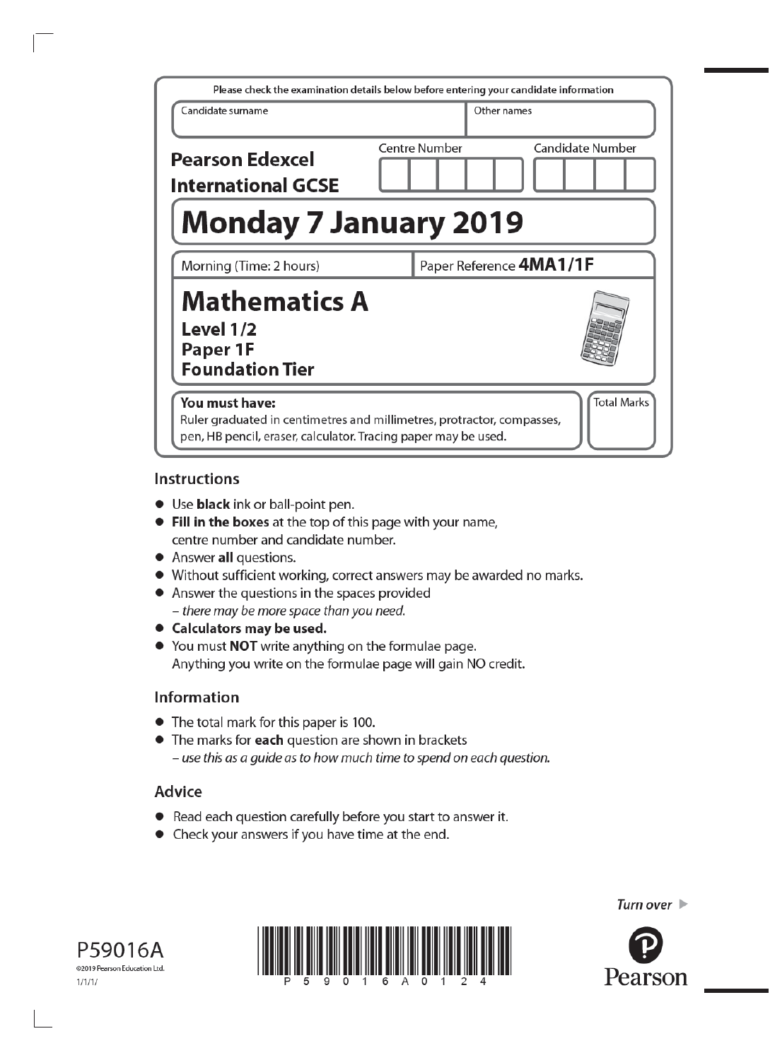Please check the examination details below before entering your candidate information

| Candidate surname | Other names |
|---|---|
| | |

**Pearson Edexcel International GCSE**

Centre Number | Candidate Number

# Monday 7 January 2019

Morning (Time: 2 hours) | Paper Reference **4MA1/1F**

## Mathematics A

**Level 1/2**
**Paper 1F**
**Foundation Tier**

**You must have:**
Ruler graduated in centimetres and millimetres, protractor, compasses, pen, HB pencil, eraser, calculator. Tracing paper may be used.

Total Marks

### Instructions

- Use **black** ink or ball-point pen.
- **Fill in the boxes** at the top of this page with your name, centre number and candidate number.
- Answer **all** questions.
- Without sufficient working, correct answers may be awarded no marks.
- Answer the questions in the spaces provided
  – *there may be more space than you need.*
- **Calculators may be used.**
- You must **NOT** write anything on the formulae page.
  Anything you write on the formulae page will gain NO credit.

### Information

- The total mark for this paper is 100.
- The marks for **each** question are shown in brackets
  – *use this as a guide as to how much time to spend on each question.*

### Advice

- Read each question carefully before you start to answer it.
- Check your answers if you have time at the end.

*Turn over*

P59016A
©2019 Pearson Education Ltd.
1/1/1/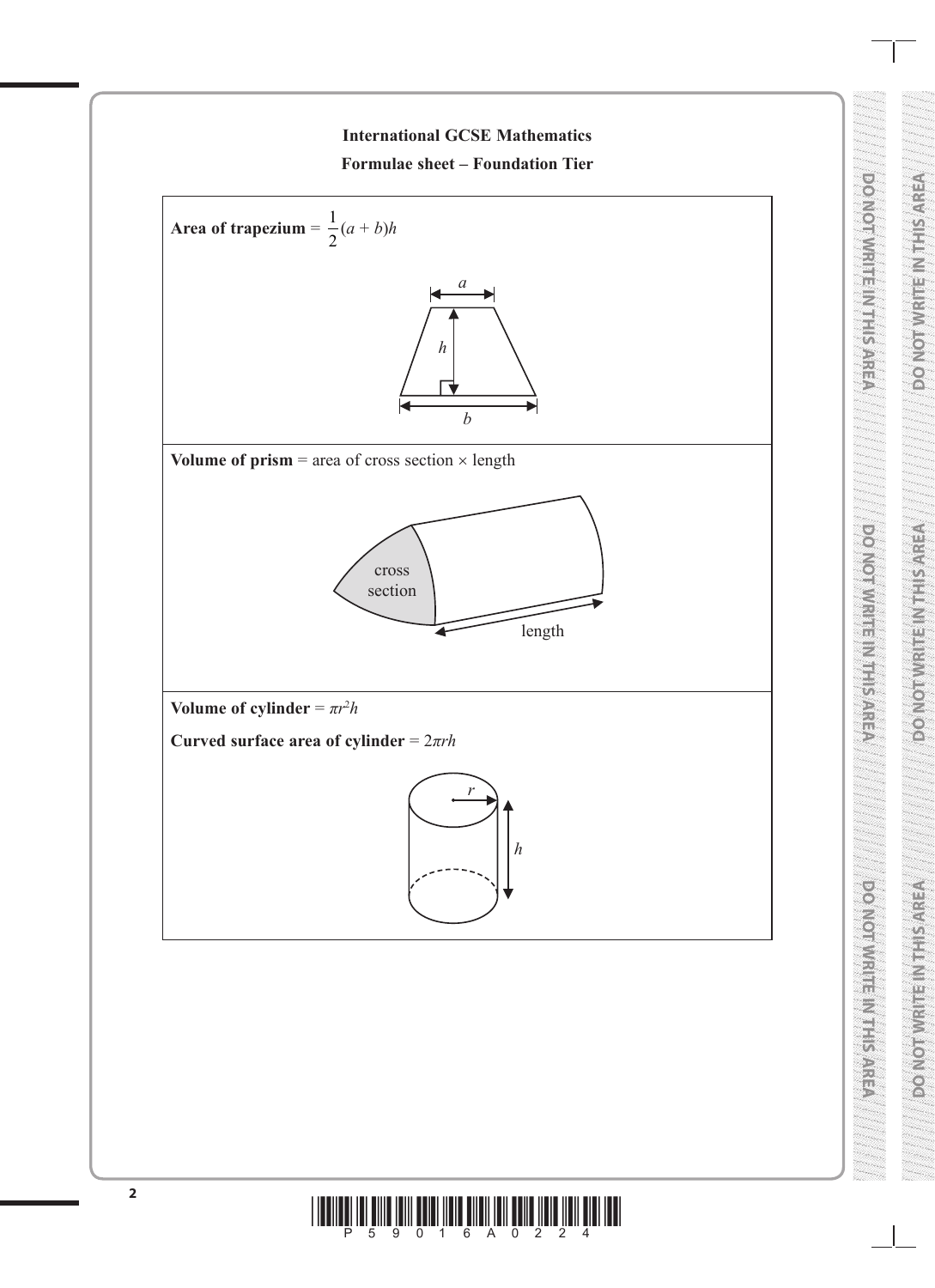## International GCSE Mathematics

### Formulae sheet – Foundation Tier

**Area of trapezium** = $\frac{1}{2}(a + b)h$

**Volume of prism** = area of cross section × length

cross section

length

**Volume of cylinder** = $\pi r^2 h$

**Curved surface area of cylinder** = $2\pi rh$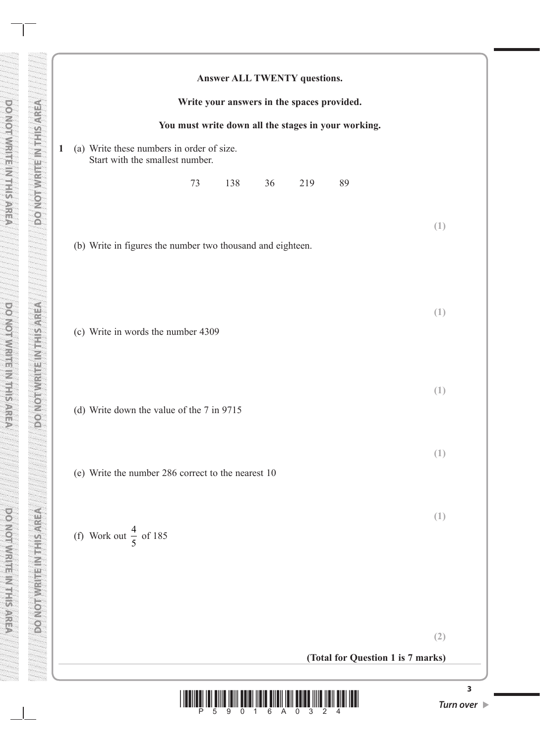**Answer ALL TWENTY questions.**

**Write your answers in the spaces provided.**

**You must write down all the stages in your working.**

**1** (a) Write these numbers in order of size.
Start with the smallest number.

73 138 36 219 89

**(1)**

(b) Write in figures the number two thousand and eighteen.

**(1)**

(c) Write in words the number 4309

**(1)**

(d) Write down the value of the 7 in 9715

**(1)**

(e) Write the number 286 correct to the nearest 10

**(1)**

(f) Work out $\frac{4}{5}$ of 185

**(2)**

**(Total for Question 1 is 7 marks)**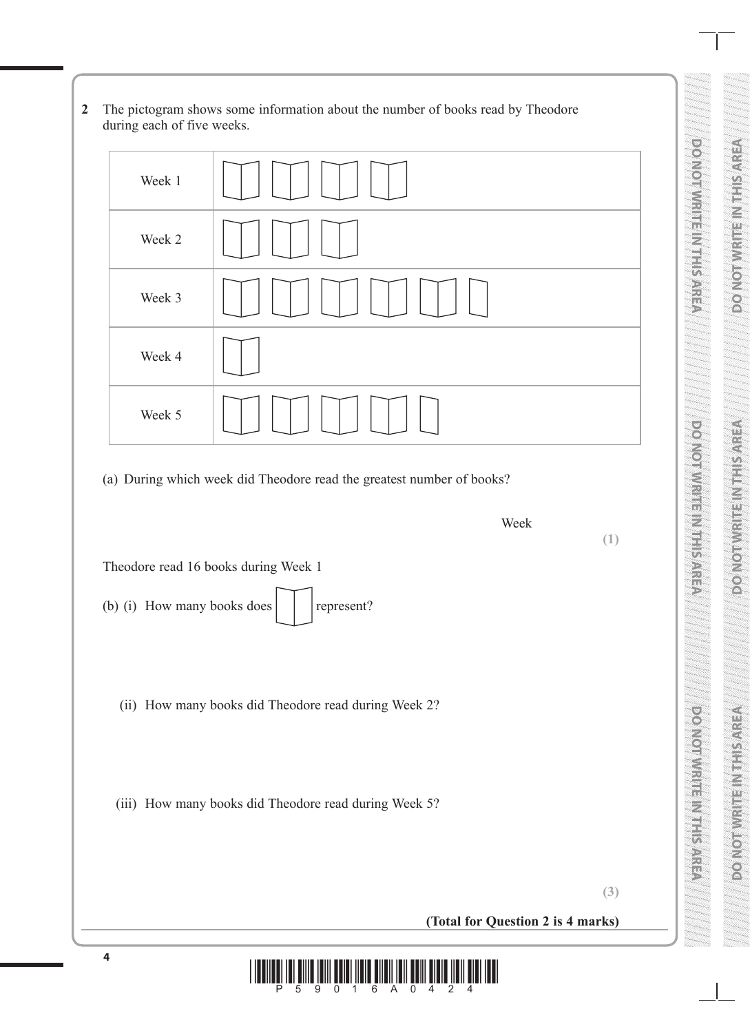**2** The pictogram shows some information about the number of books read by Theodore during each of five weeks.

| | |
|---|---|
| Week 1 | 📖 📖 📖 📖 |
| Week 2 | 📖 📖 📖 |
| Week 3 | 📖 📖 📖 📖 📖 ½ |
| Week 4 | 📖 |
| Week 5 | 📖 📖 📖 📖 ¼ |

(a) During which week did Theodore read the greatest number of books?

Week ..............................

**(1)**

Theodore read 16 books during Week 1

(b) (i) How many books does 📖 represent?

(ii) How many books did Theodore read during Week 2?

(iii) How many books did Theodore read during Week 5?

**(3)**

**(Total for Question 2 is 4 marks)**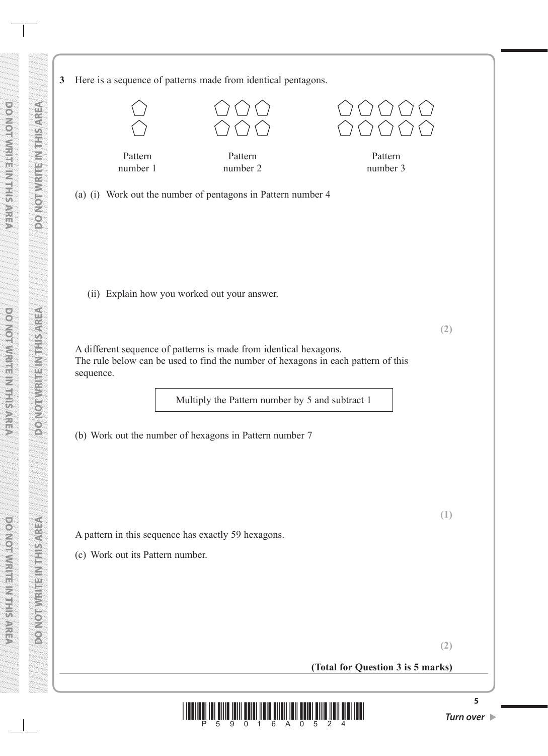**3** Here is a sequence of patterns made from identical pentagons.

Pattern number 1 &nbsp;&nbsp;&nbsp;&nbsp; Pattern number 2 &nbsp;&nbsp;&nbsp;&nbsp; Pattern number 3

(a) (i) Work out the number of pentagons in Pattern number 4

(ii) Explain how you worked out your answer.

**(2)**

A different sequence of patterns is made from identical hexagons.
The rule below can be used to find the number of hexagons in each pattern of this sequence.

| Multiply the Pattern number by 5 and subtract 1 |
|---|

(b) Work out the number of hexagons in Pattern number 7

**(1)**

A pattern in this sequence has exactly 59 hexagons.

(c) Work out its Pattern number.

**(2)**

**(Total for Question 3 is 5 marks)**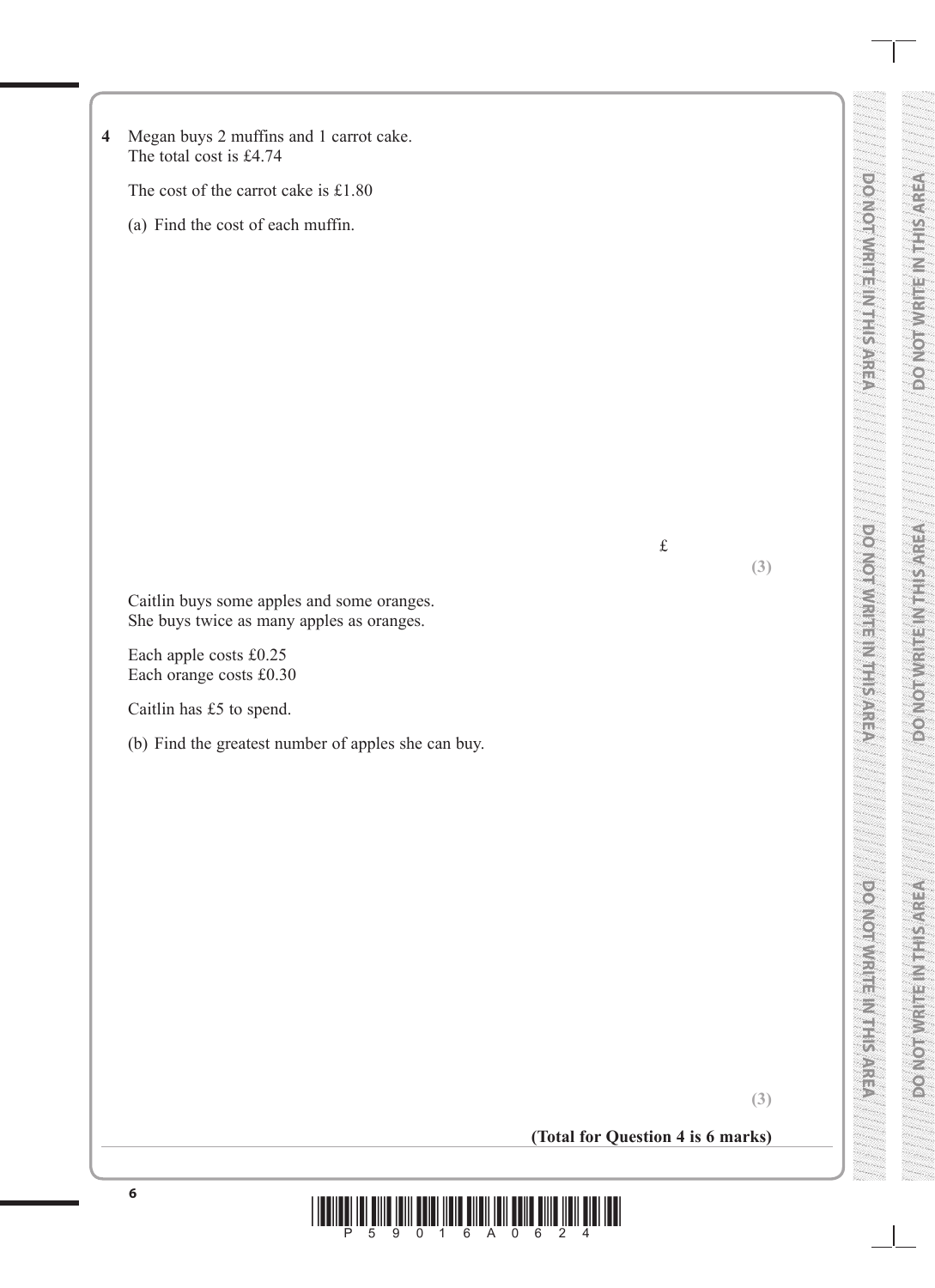**4** Megan buys 2 muffins and 1 carrot cake.
The total cost is £4.74

The cost of the carrot cake is £1.80

(a) Find the cost of each muffin.

£ ..............................

**(3)**

Caitlin buys some apples and some oranges.
She buys twice as many apples as oranges.

Each apple costs £0.25
Each orange costs £0.30

Caitlin has £5 to spend.

(b) Find the greatest number of apples she can buy.

..............................

**(3)**

**(Total for Question 4 is 6 marks)**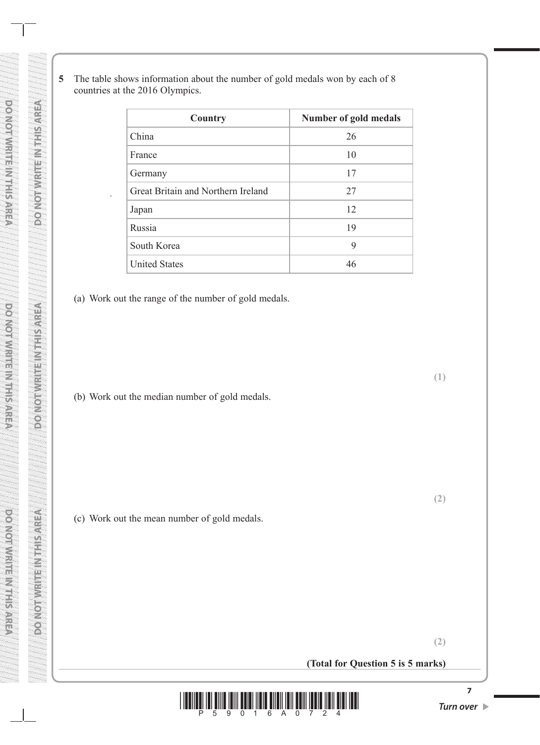**5** The table shows information about the number of gold medals won by each of 8 countries at the 2016 Olympics.

| Country | Number of gold medals |
|---|---|
| China | 26 |
| France | 10 |
| Germany | 17 |
| Great Britain and Northern Ireland | 27 |
| Japan | 12 |
| Russia | 19 |
| South Korea | 9 |
| United States | 46 |

(a) Work out the range of the number of gold medals.

**(1)**

(b) Work out the median number of gold medals.

**(2)**

(c) Work out the mean number of gold medals.

**(2)**

**(Total for Question 5 is 5 marks)**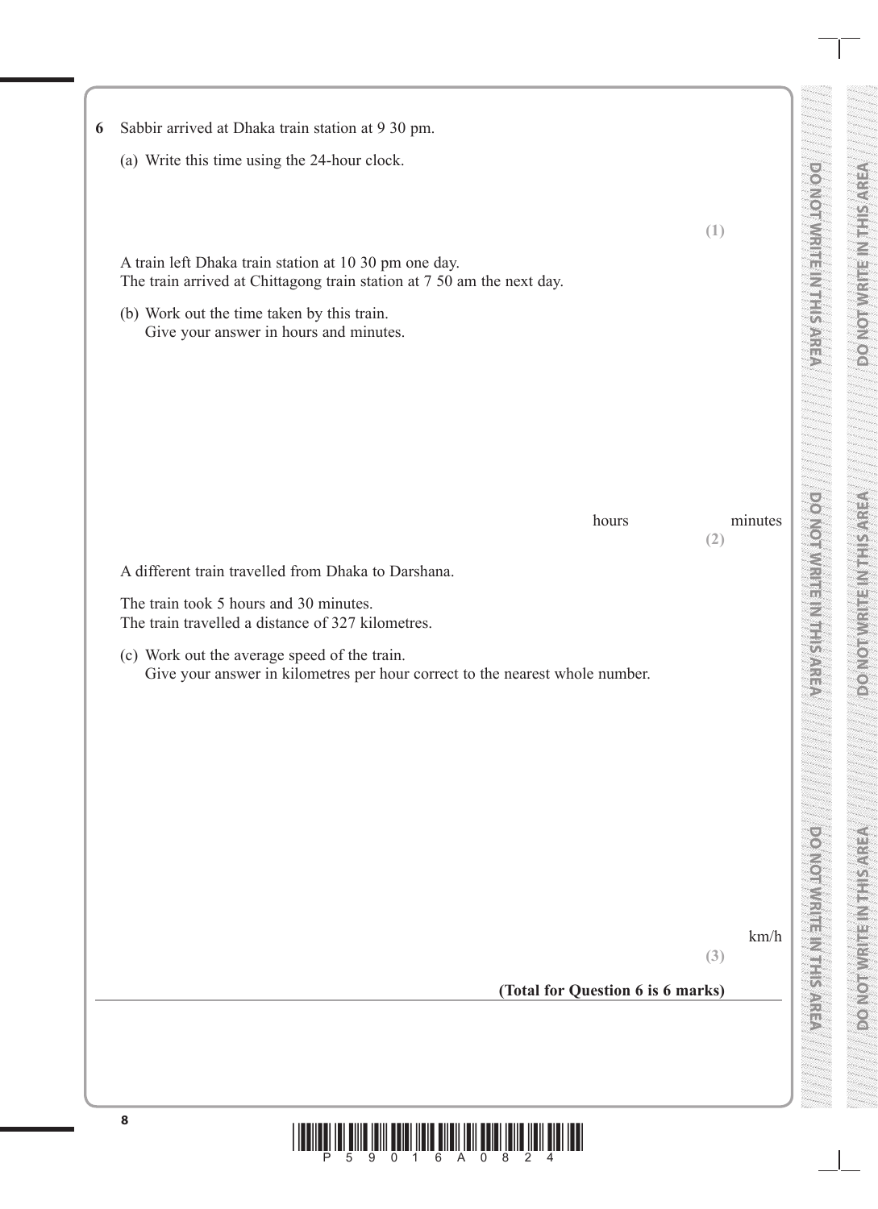**6** Sabbir arrived at Dhaka train station at 9 30 pm.

(a) Write this time using the 24-hour clock.

**(1)**

A train left Dhaka train station at 10 30 pm one day.
The train arrived at Chittagong train station at 7 50 am the next day.

(b) Work out the time taken by this train.
Give your answer in hours and minutes.

hours minutes

**(2)**

A different train travelled from Dhaka to Darshana.

The train took 5 hours and 30 minutes.
The train travelled a distance of 327 kilometres.

(c) Work out the average speed of the train.
Give your answer in kilometres per hour correct to the nearest whole number.

km/h

**(3)**

**(Total for Question 6 is 6 marks)**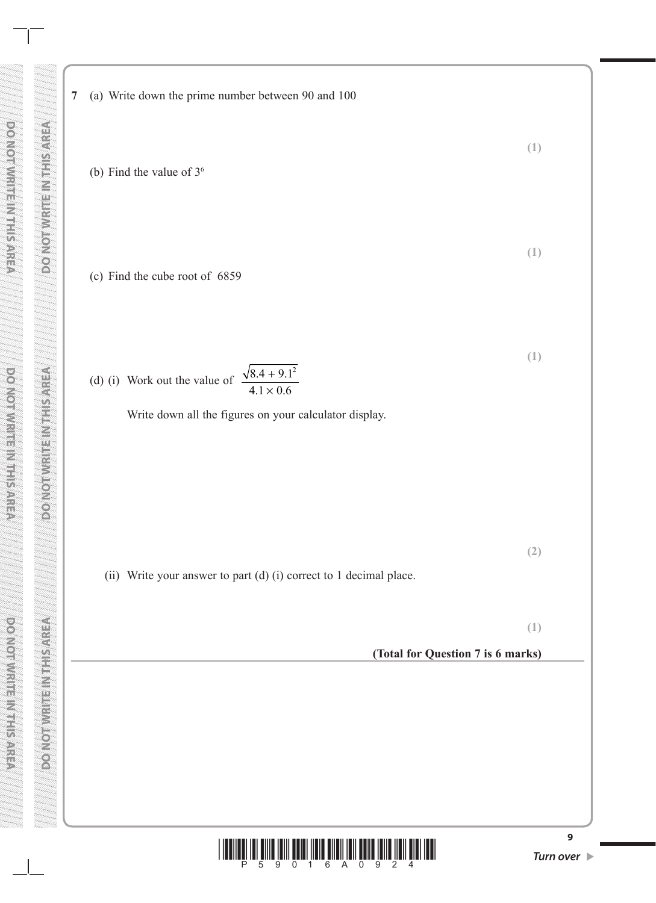**7** (a) Write down the prime number between 90 and 100

**(1)**

(b) Find the value of $3^6$

**(1)**

(c) Find the cube root of 6859

**(1)**

(d) (i) Work out the value of $\dfrac{\sqrt{8.4 + 9.1^2}}{4.1 \times 0.6}$

Write down all the figures on your calculator display.

**(2)**

(ii) Write your answer to part (d) (i) correct to 1 decimal place.

**(1)**

**(Total for Question 7 is 6 marks)**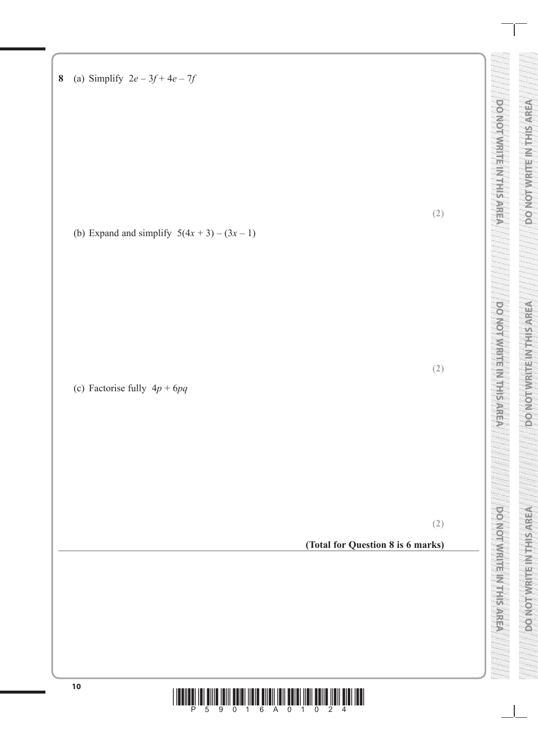**8** (a) Simplify $2e - 3f + 4e - 7f$

**(2)**

(b) Expand and simplify $5(4x + 3) - (3x - 1)$

**(2)**

(c) Factorise fully $4p + 6pq$

**(2)**

**(Total for Question 8 is 6 marks)**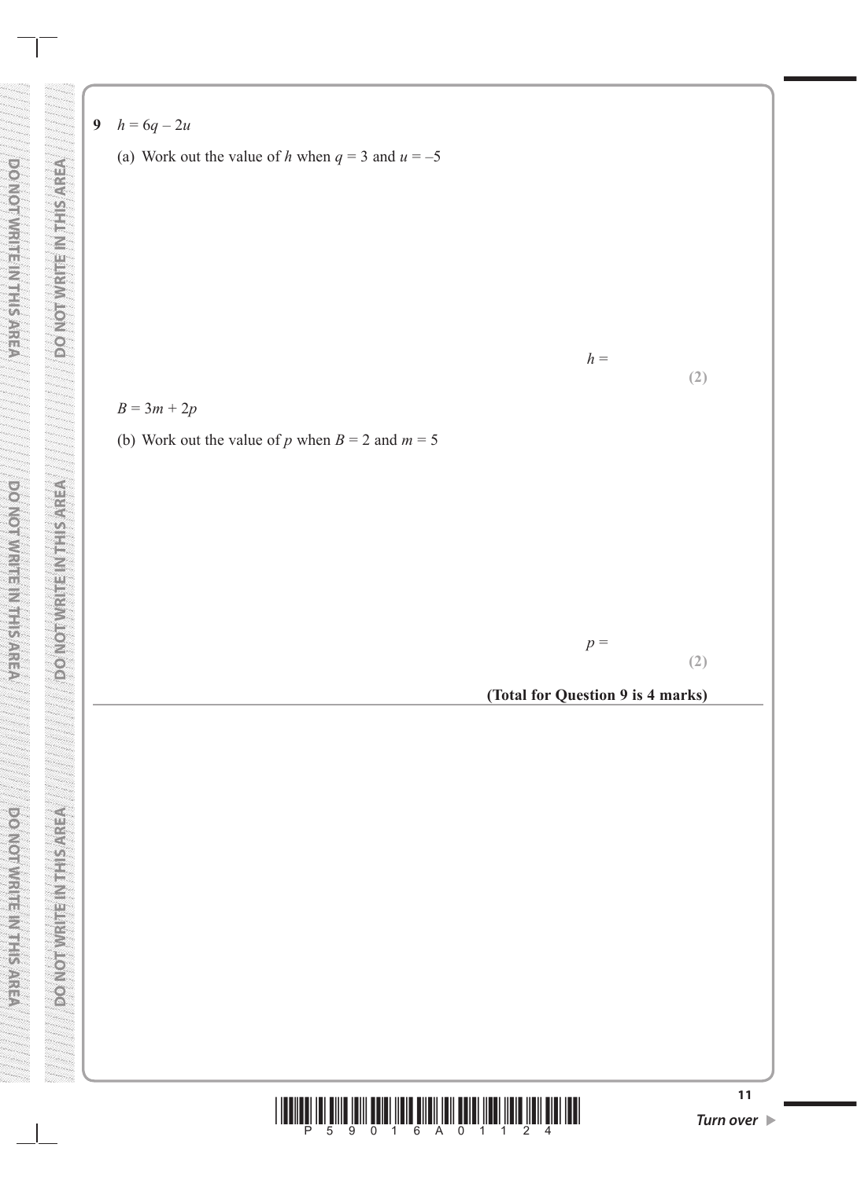**9** $h = 6q - 2u$

(a) Work out the value of $h$ when $q = 3$ and $u = -5$

$h =$ ..............................

**(2)**

$B = 3m + 2p$

(b) Work out the value of $p$ when $B = 2$ and $m = 5$

$p =$ ..............................

**(2)**

**(Total for Question 9 is 4 marks)**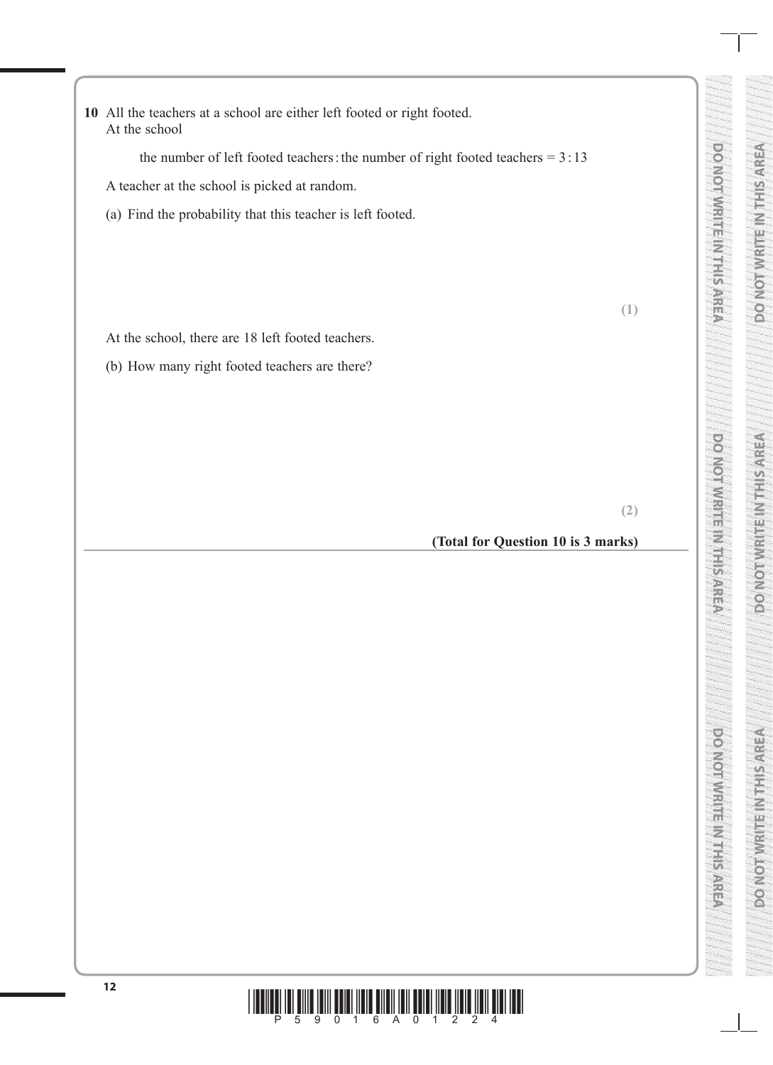**10** All the teachers at a school are either left footed or right footed.
At the school

the number of left footed teachers : the number of right footed teachers = 3 : 13

A teacher at the school is picked at random.

(a) Find the probability that this teacher is left footed.

**(1)**

At the school, there are 18 left footed teachers.

(b) How many right footed teachers are there?

**(2)**

**(Total for Question 10 is 3 marks)**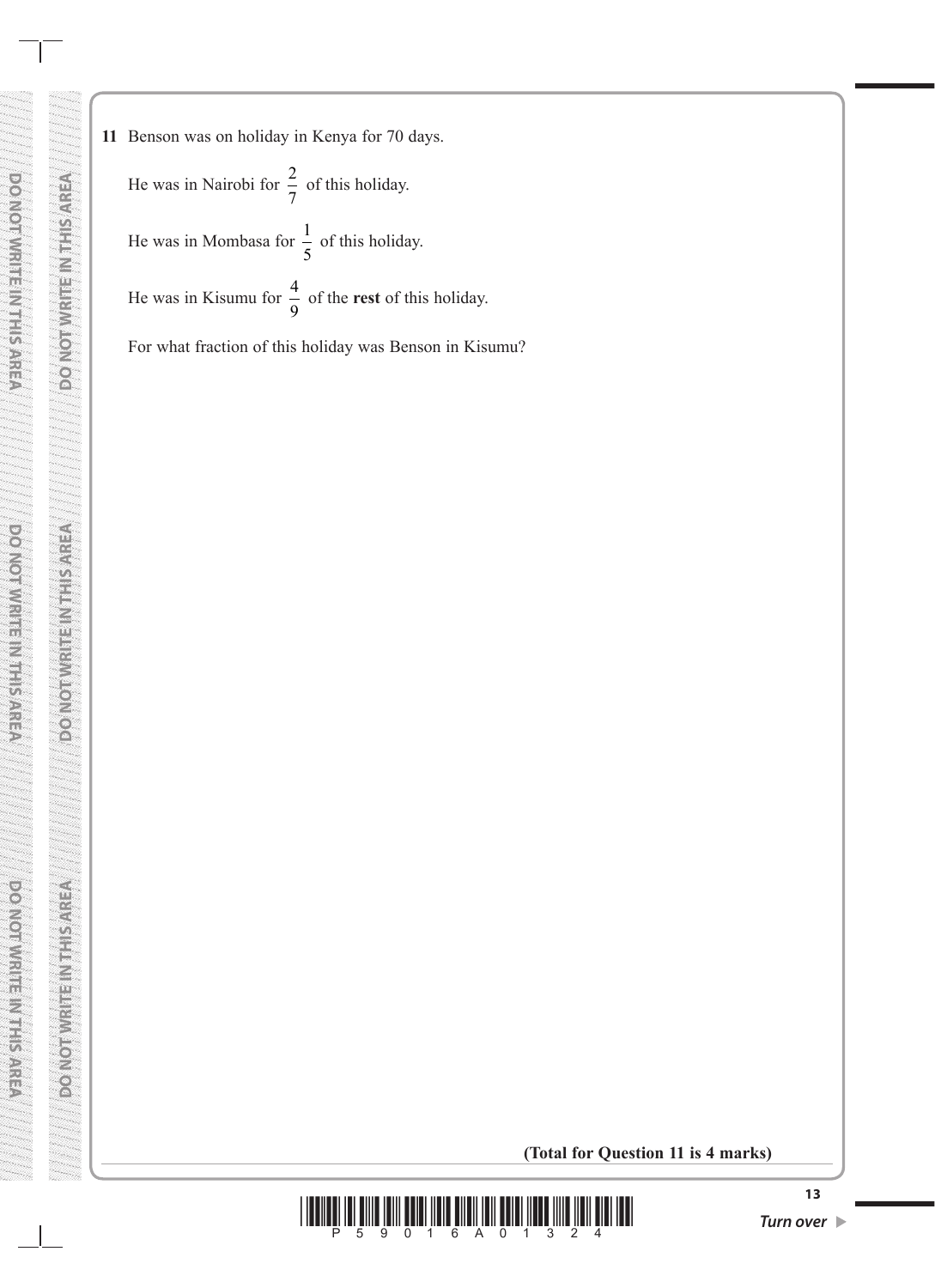**11** Benson was on holiday in Kenya for 70 days.

He was in Nairobi for $\frac{2}{7}$ of this holiday.

He was in Mombasa for $\frac{1}{5}$ of this holiday.

He was in Kisumu for $\frac{4}{9}$ of the **rest** of this holiday.

For what fraction of this holiday was Benson in Kisumu?

**(Total for Question 11 is 4 marks)**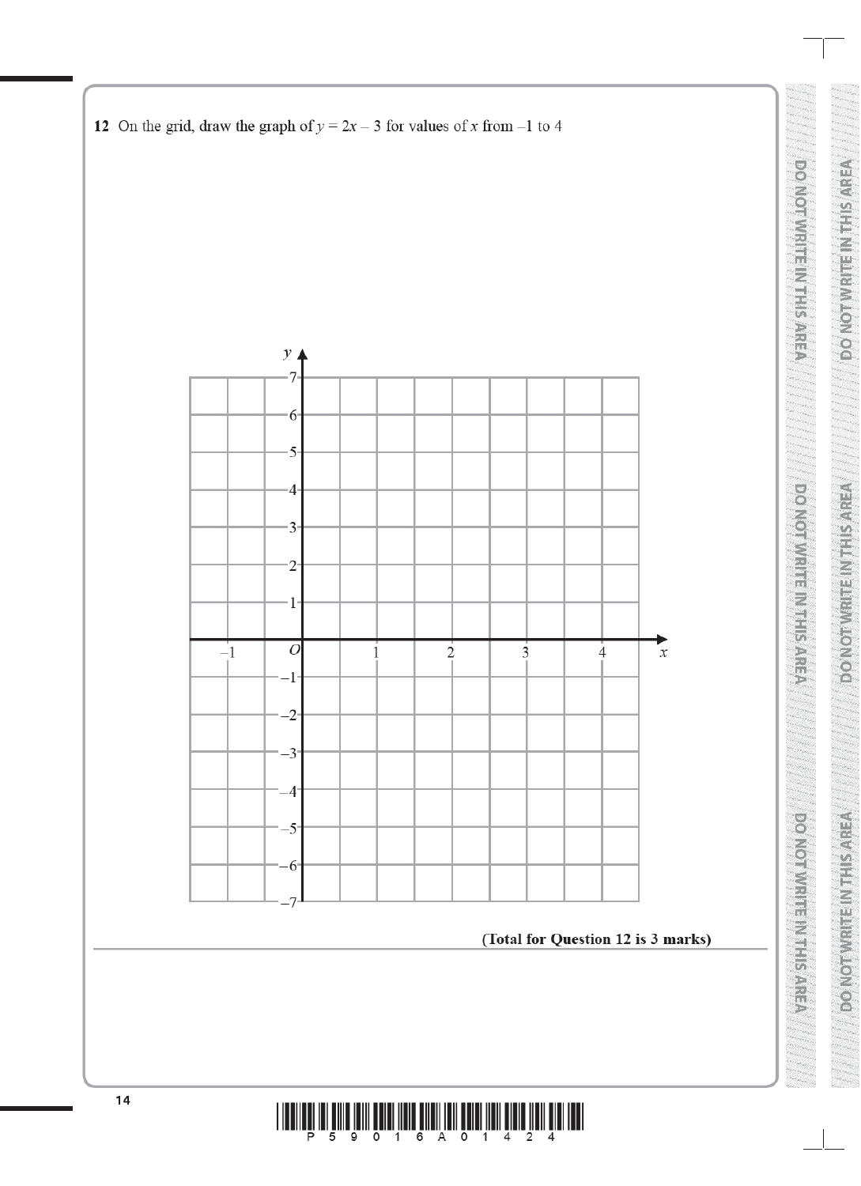**12** On the grid, draw the graph of $y = 2x - 3$ for values of $x$ from $-1$ to 4

**(Total for Question 12 is 3 marks)**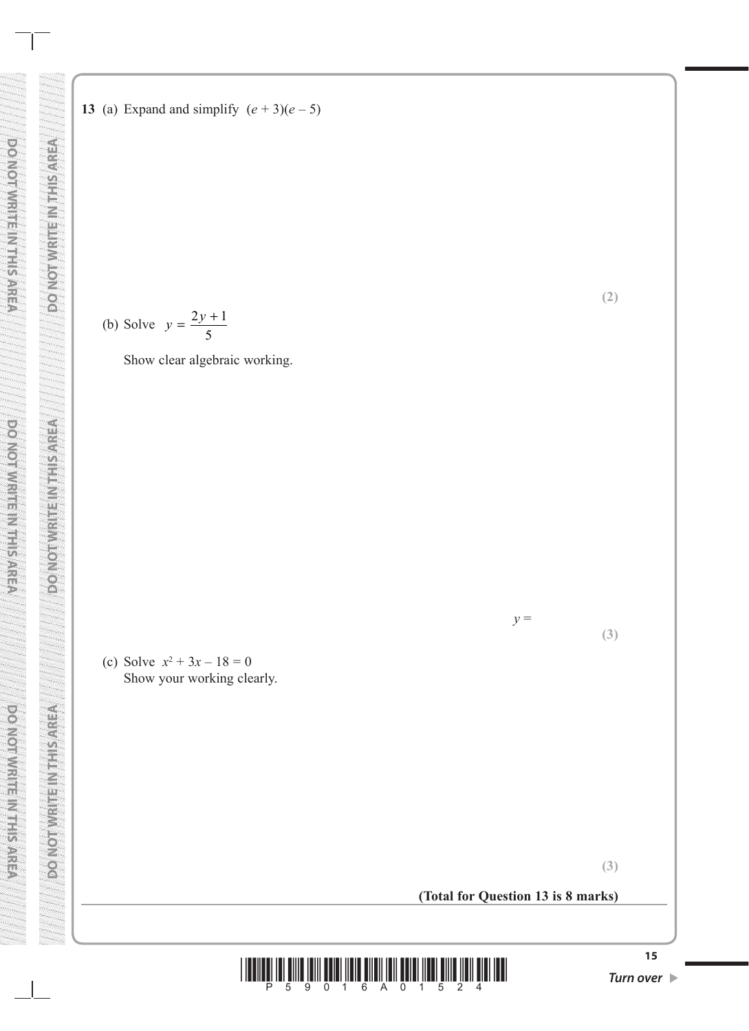**13** (a) Expand and simplify $(e + 3)(e - 5)$

**(2)**

(b) Solve $y = \dfrac{2y + 1}{5}$

Show clear algebraic working.

$y =$ ..............................

**(3)**

(c) Solve $x^2 + 3x - 18 = 0$

Show your working clearly.

**(3)**

**(Total for Question 13 is 8 marks)**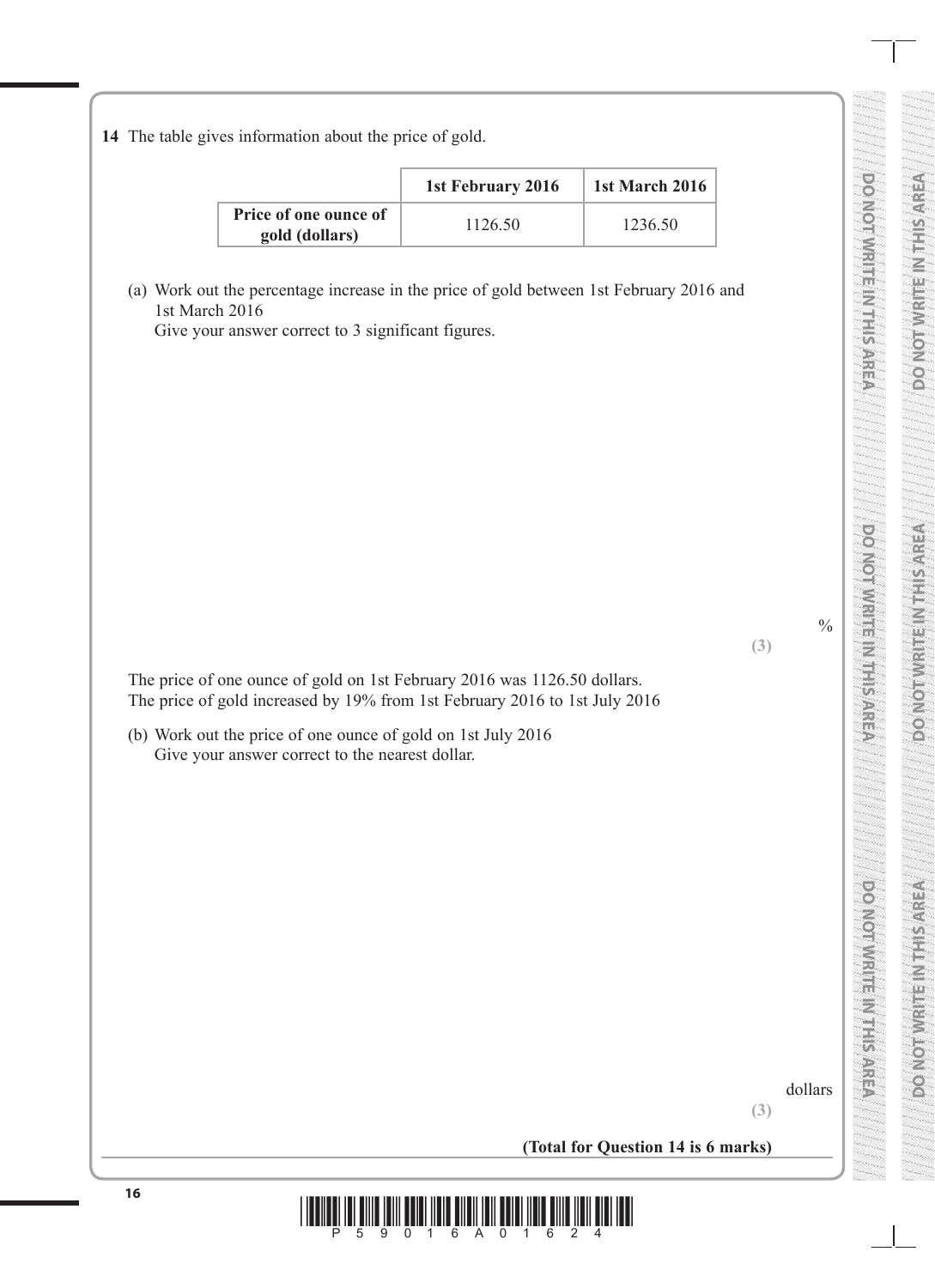**14** The table gives information about the price of gold.

| | **1st February 2016** | **1st March 2016** |
|---|---|---|
| **Price of one ounce of gold (dollars)** | 1126.50 | 1236.50 |

(a) Work out the percentage increase in the price of gold between 1st February 2016 and 1st March 2016

Give your answer correct to 3 significant figures.

..................................................... %

**(3)**

The price of one ounce of gold on 1st February 2016 was 1126.50 dollars.
The price of gold increased by 19% from 1st February 2016 to 1st July 2016

(b) Work out the price of one ounce of gold on 1st July 2016

Give your answer correct to the nearest dollar.

..................................................... dollars

**(3)**

**(Total for Question 14 is 6 marks)**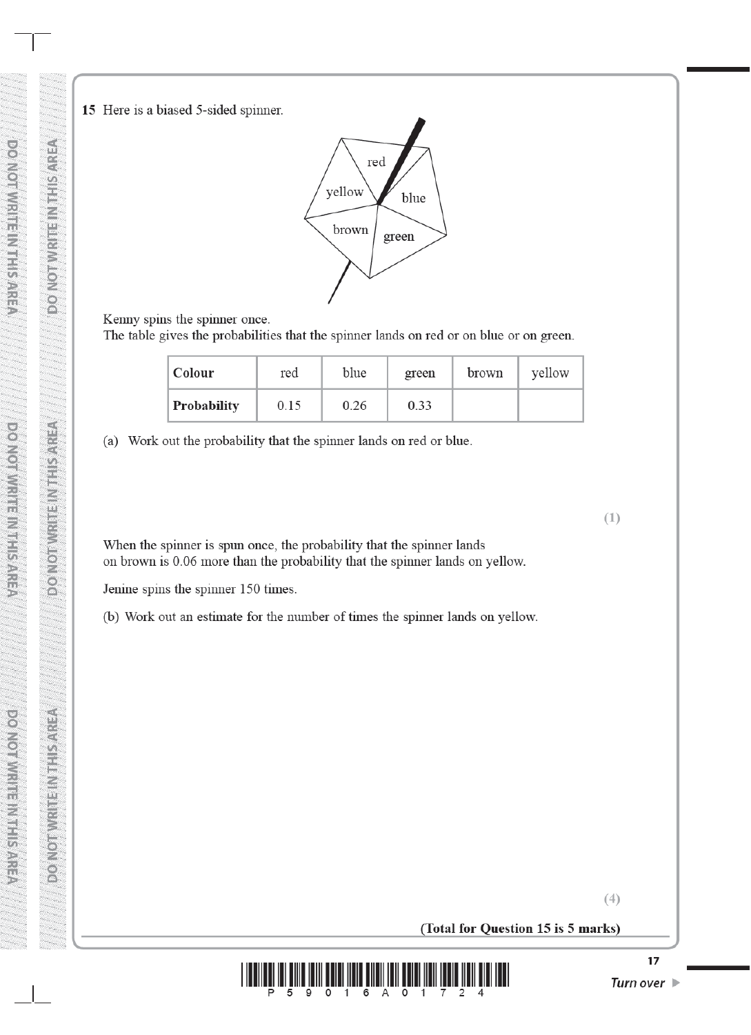**15** Here is a biased 5-sided spinner.

Kenny spins the spinner once.
The table gives the probabilities that the spinner lands on red or on blue or on green.

| **Colour** | red | blue | green | brown | yellow |
|---|---|---|---|---|---|
| **Probability** | 0.15 | 0.26 | 0.33 | | |

(a) Work out the probability that the spinner lands on red or blue.

**(1)**

When the spinner is spun once, the probability that the spinner lands on brown is 0.06 more than the probability that the spinner lands on yellow.

Jenine spins the spinner 150 times.

(b) Work out an estimate for the number of times the spinner lands on yellow.

**(4)**

**(Total for Question 15 is 5 marks)**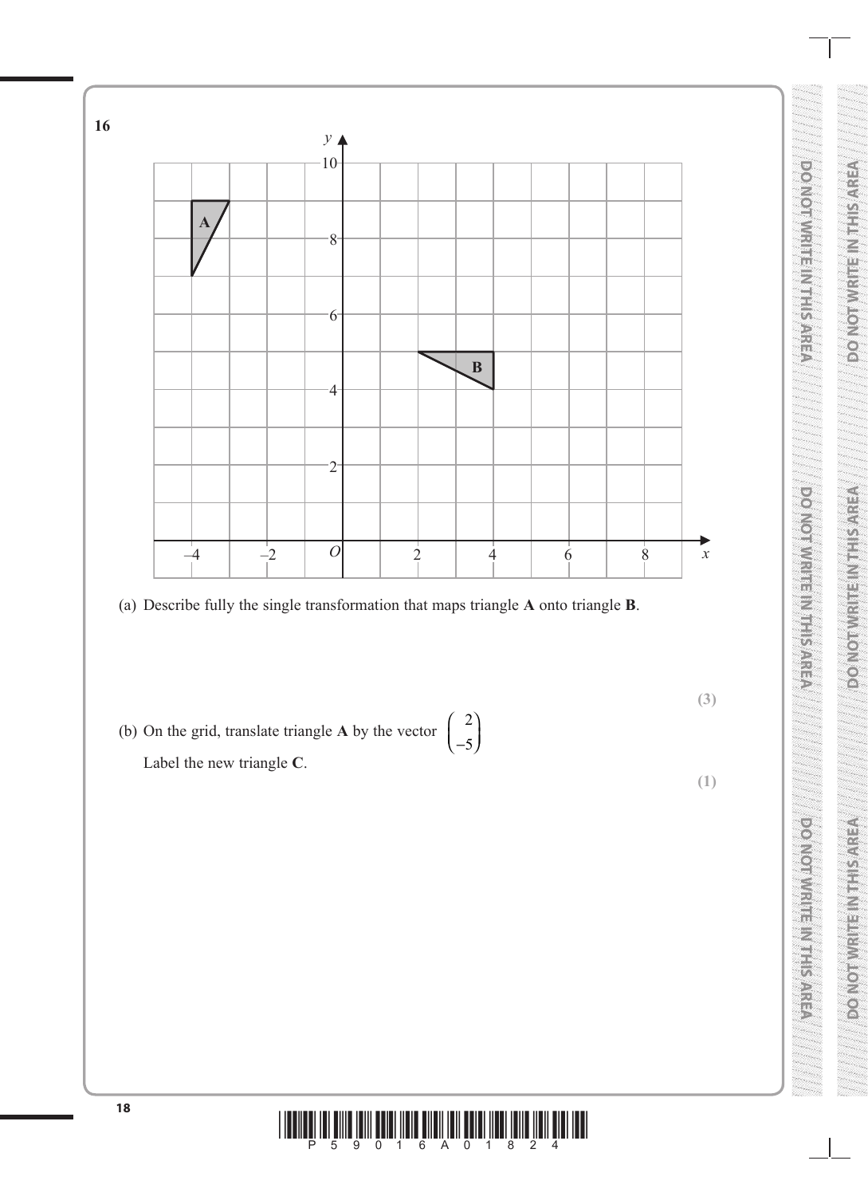**16**

(a) Describe fully the single transformation that maps triangle **A** onto triangle **B**.

**(3)**

(b) On the grid, translate triangle **A** by the vector $\begin{pmatrix} 2 \\ -5 \end{pmatrix}$

Label the new triangle **C**.

**(1)**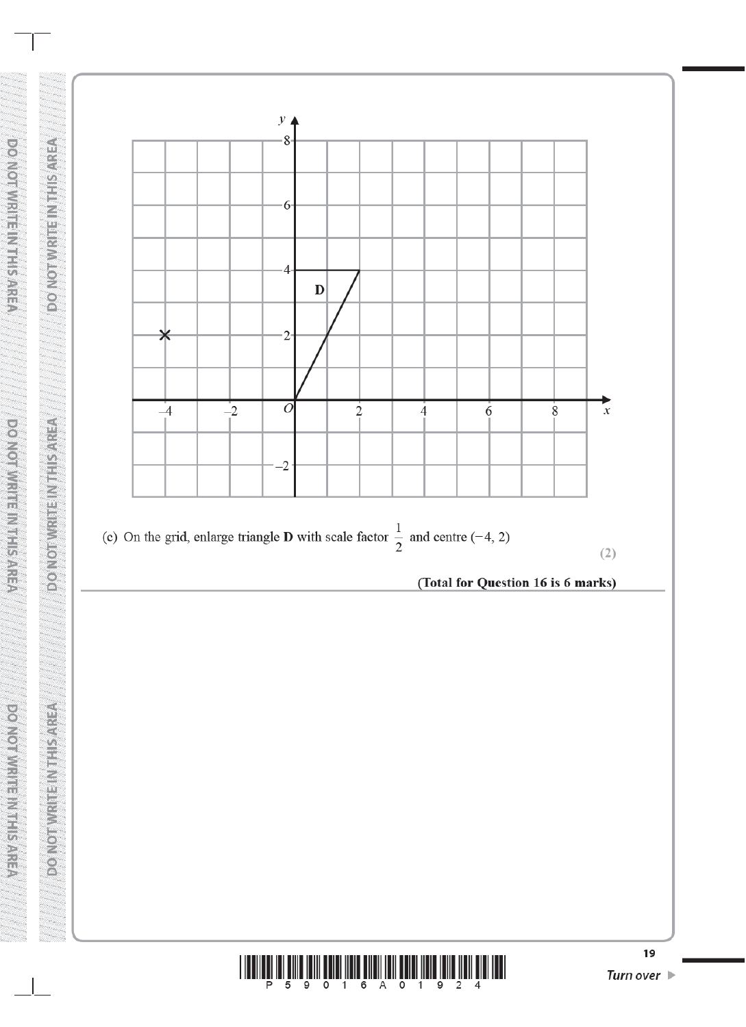(c) On the grid, enlarge triangle **D** with scale factor $\frac{1}{2}$ and centre $(-4, 2)$

**(2)**

**(Total for Question 16 is 6 marks)**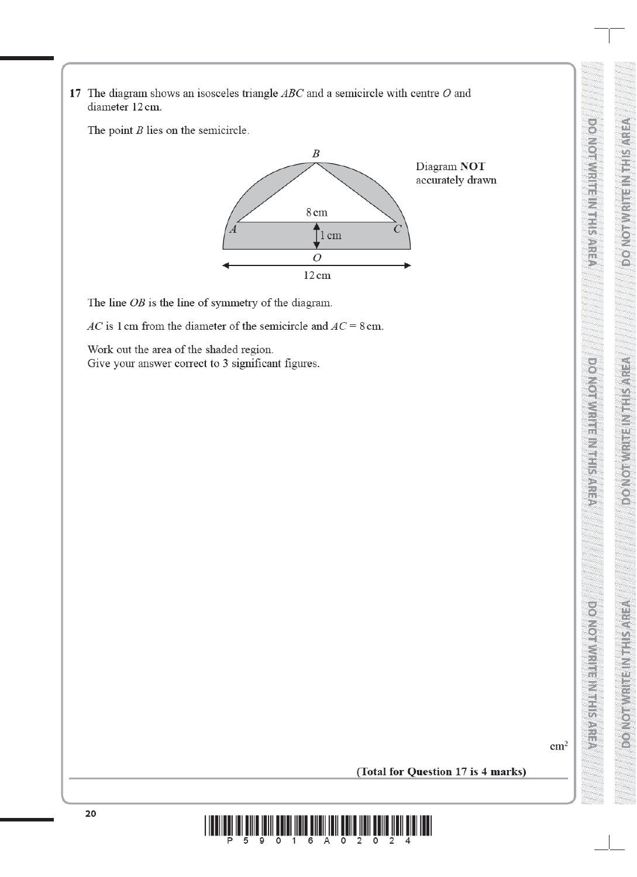**17** The diagram shows an isosceles triangle $ABC$ and a semicircle with centre $O$ and diameter 12 cm.

The point $B$ lies on the semicircle.

Diagram **NOT** accurately drawn

The line $OB$ is the line of symmetry of the diagram.

$AC$ is 1 cm from the diameter of the semicircle and $AC = 8$ cm.

Work out the area of the shaded region.
Give your answer correct to 3 significant figures.

.......................................................... cm$^2$

**(Total for Question 17 is 4 marks)**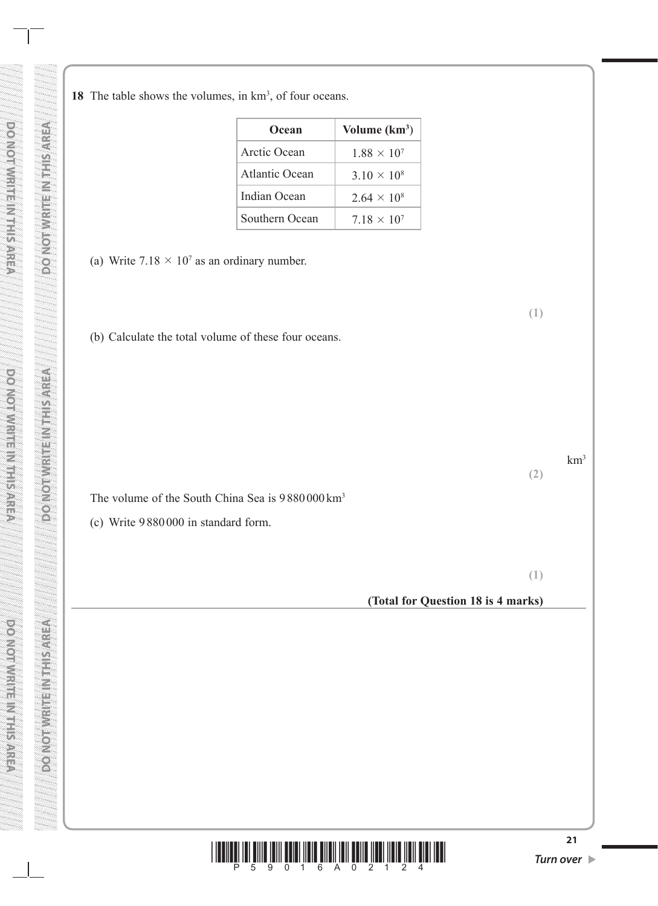**18** The table shows the volumes, in $km^3$, of four oceans.

| Ocean | Volume ($km^3$) |
|---|---|
| Arctic Ocean | $1.88 \times 10^7$ |
| Atlantic Ocean | $3.10 \times 10^8$ |
| Indian Ocean | $2.64 \times 10^8$ |
| Southern Ocean | $7.18 \times 10^7$ |

(a) Write $7.18 \times 10^7$ as an ordinary number.

**(1)**

(b) Calculate the total volume of these four oceans.

$km^3$

**(2)**

The volume of the South China Sea is 9 880 000 $km^3$

(c) Write 9 880 000 in standard form.

**(1)**

**(Total for Question 18 is 4 marks)**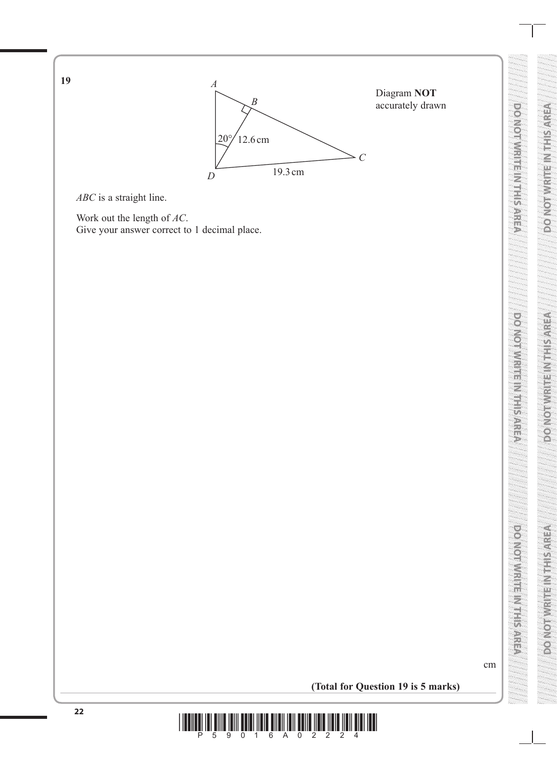**19**

Diagram **NOT** accurately drawn

*ABC* is a straight line.

Work out the length of *AC*.
Give your answer correct to 1 decimal place.

.......................................................... cm

**(Total for Question 19 is 5 marks)**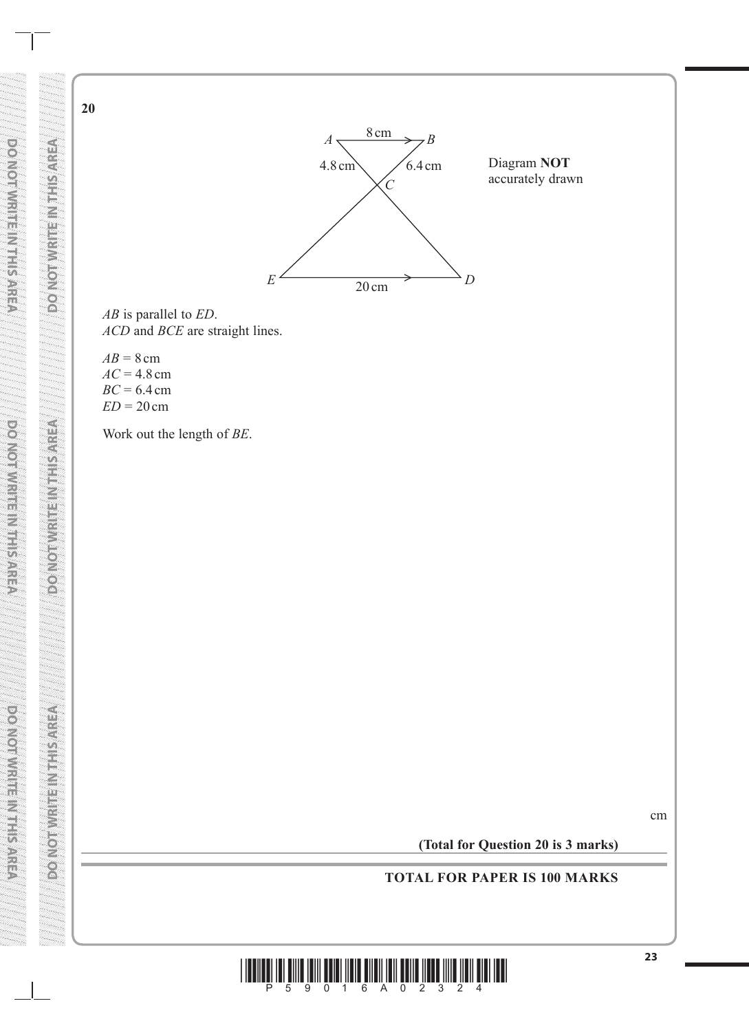**20**

Diagram **NOT** accurately drawn

*AB* is parallel to *ED*.
*ACD* and *BCE* are straight lines.

$AB = 8$ cm
$AC = 4.8$ cm
$BC = 6.4$ cm
$ED = 20$ cm

Work out the length of *BE*.

cm

**(Total for Question 20 is 3 marks)**

**TOTAL FOR PAPER IS 100 MARKS**